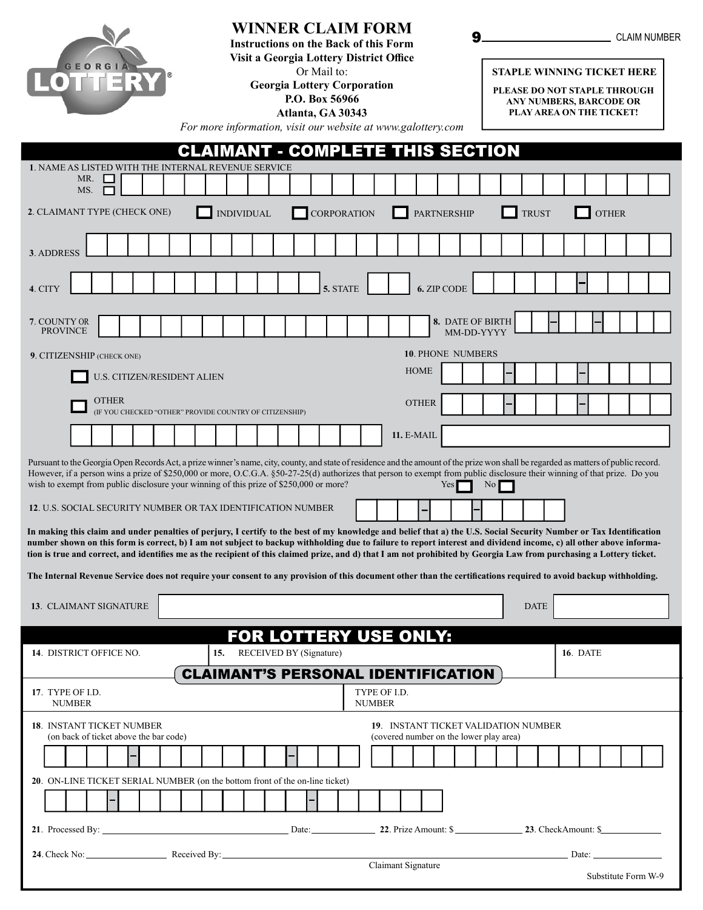GEORGIA LOTTERY®

# WINNER CLAIM FORM

**Instructions on the Back of this Form**
**Visit a Georgia Lottery District Office**
Or Mail to:
**Georgia Lottery Corporation**
**P.O. Box 56966**
**Atlanta, GA 30343**
*For more information, visit our website at www.galottery.com*

9\_\_\_\_\_\_\_\_\_\_\_\_\_\_\_\_ CLAIM NUMBER

**STAPLE WINNING TICKET HERE**

**PLEASE DO NOT STAPLE THROUGH ANY NUMBERS, BARCODE OR PLAY AREA ON THE TICKET!**

## CLAIMANT - COMPLETE THIS SECTION

**1**. NAME AS LISTED WITH THE INTERNAL REVENUE SERVICE
☐ MR.
☐ MS.

**2**. CLAIMANT TYPE (CHECK ONE) ☐ INDIVIDUAL ☐ CORPORATION ☐ PARTNERSHIP ☐ TRUST ☐ OTHER

**3**. ADDRESS

**4**. CITY **5.** STATE **6.** ZIP CODE

**7**. COUNTY OR PROVINCE **8.** DATE OF BIRTH MM-DD-YYYY

**9**. CITIZENSHIP (CHECK ONE)

☐ U.S. CITIZEN/RESIDENT ALIEN

☐ OTHER
(IF YOU CHECKED "OTHER" PROVIDE COUNTRY OF CITIZENSHIP)

**10**. PHONE NUMBERS
HOME
OTHER

**11.** E-MAIL

Pursuant to the Georgia Open Records Act, a prize winner's name, city, county, and state of residence and the amount of the prize won shall be regarded as matters of public record. However, if a person wins a prize of $250,000 or more, O.C.G.A. §50-27-25(d) authorizes that person to exempt from public disclosure their winning of that prize. Do you wish to exempt from public disclosure your winning of this prize of $250,000 or more? Yes ☐ No ☐

**12**. U.S. SOCIAL SECURITY NUMBER OR TAX IDENTIFICATION NUMBER

**In making this claim and under penalties of perjury, I certify to the best of my knowledge and belief that a) the U.S. Social Security Number or Tax Identification number shown on this form is correct, b) I am not subject to backup withholding due to failure to report interest and dividend income, c) all other above information is true and correct, and identifies me as the recipient of this claimed prize, and d) that I am not prohibited by Georgia Law from purchasing a Lottery ticket.**

**The Internal Revenue Service does not require your consent to any provision of this document other than the certifications required to avoid backup withholding.**

**13**. CLAIMANT SIGNATURE DATE

## FOR LOTTERY USE ONLY:

**14**. DISTRICT OFFICE NO. **15.** RECEIVED BY (Signature) **16**. DATE

### CLAIMANT'S PERSONAL IDENTIFICATION

**17**. TYPE OF I.D. NUMBER TYPE OF I.D. NUMBER

**18**. INSTANT TICKET NUMBER (on back of ticket above the bar code)

**19**. INSTANT TICKET VALIDATION NUMBER (covered number on the lower play area)

**20**. ON-LINE TICKET SERIAL NUMBER (on the bottom front of the on-line ticket)

**21**. Processed By: \_\_\_\_\_\_\_\_ Date: \_\_\_\_\_\_\_\_ **22**. Prize Amount: $\_\_\_\_\_\_\_\_ **23**. CheckAmount: $\_\_\_\_\_\_\_\_

**24**. Check No: \_\_\_\_\_\_\_\_ Received By: \_\_\_\_\_\_\_\_ Date: \_\_\_\_\_\_\_\_
Claimant Signature

Substitute Form W-9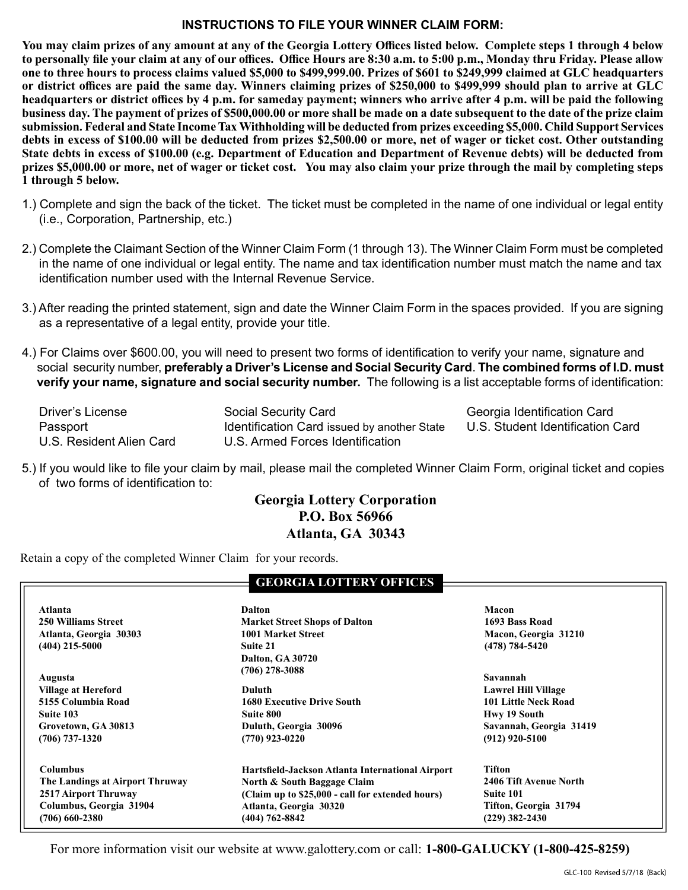## INSTRUCTIONS TO FILE YOUR WINNER CLAIM FORM:

**You may claim prizes of any amount at any of the Georgia Lottery Offices listed below. Complete steps 1 through 4 below to personally file your claim at any of our offices. Office Hours are 8:30 a.m. to 5:00 p.m., Monday thru Friday. Please allow one to three hours to process claims valued $5,000 to $499,999.00. Prizes of $601 to $249,999 claimed at GLC headquarters or district offices are paid the same day. Winners claiming prizes of $250,000 to $499,999 should plan to arrive at GLC headquarters or district offices by 4 p.m. for sameday payment; winners who arrive after 4 p.m. will be paid the following business day. The payment of prizes of $500,000.00 or more shall be made on a date subsequent to the date of the prize claim submission. Federal and State Income Tax Withholding will be deducted from prizes exceeding $5,000. Child Support Services debts in excess of $100.00 will be deducted from prizes $2,500.00 or more, net of wager or ticket cost. Other outstanding State debts in excess of $100.00 (e.g. Department of Education and Department of Revenue debts) will be deducted from prizes $5,000.00 or more, net of wager or ticket cost. You may also claim your prize through the mail by completing steps 1 through 5 below.**

1.) Complete and sign the back of the ticket. The ticket must be completed in the name of one individual or legal entity (i.e., Corporation, Partnership, etc.)

2.) Complete the Claimant Section of the Winner Claim Form (1 through 13). The Winner Claim Form must be completed in the name of one individual or legal entity. The name and tax identification number must match the name and tax identification number used with the Internal Revenue Service.

3.) After reading the printed statement, sign and date the Winner Claim Form in the spaces provided. If you are signing as a representative of a legal entity, provide your title.

4.) For Claims over $600.00, you will need to present two forms of identification to verify your name, signature and social security number, **preferably a Driver's License and Social Security Card**. **The combined forms of I.D. must verify your name, signature and social security number.** The following is a list acceptable forms of identification:

| | | |
|---|---|---|
| Driver's License | Social Security Card | Georgia Identification Card |
| Passport | Identification Card issued by another State | U.S. Student Identification Card |
| U.S. Resident Alien Card | U.S. Armed Forces Identification | |

5.) If you would like to file your claim by mail, please mail the completed Winner Claim Form, original ticket and copies of two forms of identification to:

**Georgia Lottery Corporation**
**P.O. Box 56966**
**Atlanta, GA 30343**

Retain a copy of the completed Winner Claim for your records.

## GEORGIA LOTTERY OFFICES

**Atlanta**
**250 Williams Street**
**Atlanta, Georgia 30303**
**(404) 215-5000**

**Augusta**
**Village at Hereford**
**5155 Columbia Road**
**Suite 103**
**Grovetown, GA 30813**
**(706) 737-1320**

**Columbus**
**The Landings at Airport Thruway**
**2517 Airport Thruway**
**Columbus, Georgia 31904**
**(706) 660-2380**

**Dalton**
**Market Street Shops of Dalton**
**1001 Market Street**
**Suite 21**
**Dalton, GA 30720**
**(706) 278-3088**

**Duluth**
**1680 Executive Drive South**
**Suite 800**
**Duluth, Georgia 30096**
**(770) 923-0220**

**Hartsfield-Jackson Atlanta International Airport**
**North & South Baggage Claim**
**(Claim up to $25,000 - call for extended hours)**
**Atlanta, Georgia 30320**
**(404) 762-8842**

**Macon**
**1693 Bass Road**
**Macon, Georgia 31210**
**(478) 784-5420**

**Savannah**
**Lawrel Hill Village**
**101 Little Neck Road**
**Hwy 19 South**
**Savannah, Georgia 31419**
**(912) 920-5100**

**Tifton**
**2406 Tift Avenue North**
**Suite 101**
**Tifton, Georgia 31794**
**(229) 382-2430**

For more information visit our website at www.galottery.com or call: **1-800-GALUCKY (1-800-425-8259)**

GLC-100 Revised 5/7/18 (Back)